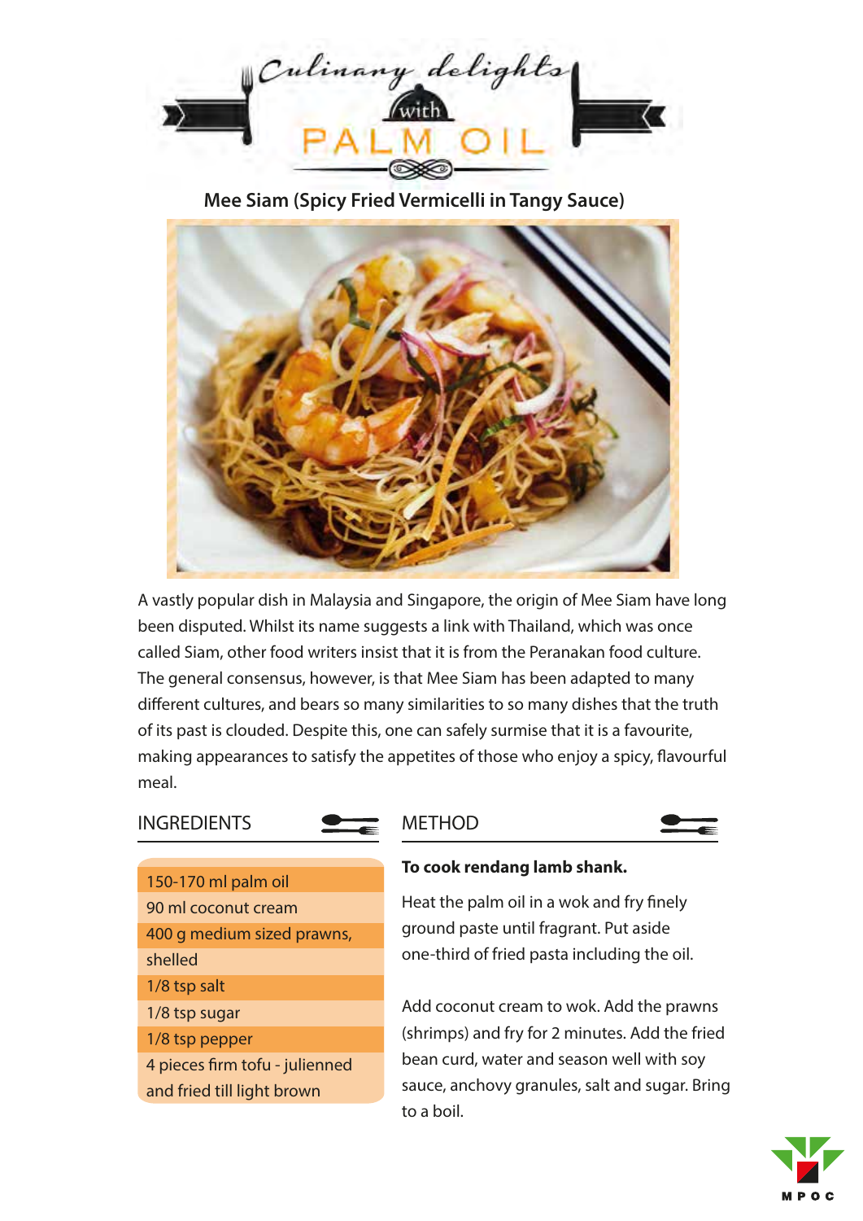Culinary delights with PALM OIL

# Mee Siam (Spicy Fried Vermicelli in Tangy Sauce)

A vastly popular dish in Malaysia and Singapore, the origin of Mee Siam have long been disputed. Whilst its name suggests a link with Thailand, which was once called Siam, other food writers insist that it is from the Peranakan food culture. The general consensus, however, is that Mee Siam has been adapted to many different cultures, and bears so many similarities to so many dishes that the truth of its past is clouded. Despite this, one can safely surmise that it is a favourite, making appearances to satisfy the appetites of those who enjoy a spicy, flavourful meal.

## INGREDIENTS

- 150-170 ml palm oil
- 90 ml coconut cream
- 400 g medium sized prawns, shelled
- 1/8 tsp salt
- 1/8 tsp sugar
- 1/8 tsp pepper
- 4 pieces firm tofu - julienned and fried till light brown

## METHOD

**To cook rendang lamb shank.**

Heat the palm oil in a wok and fry finely ground paste until fragrant. Put aside one-third of fried pasta including the oil.

Add coconut cream to wok. Add the prawns (shrimps) and fry for 2 minutes. Add the fried bean curd, water and season well with soy sauce, anchovy granules, salt and sugar. Bring to a boil.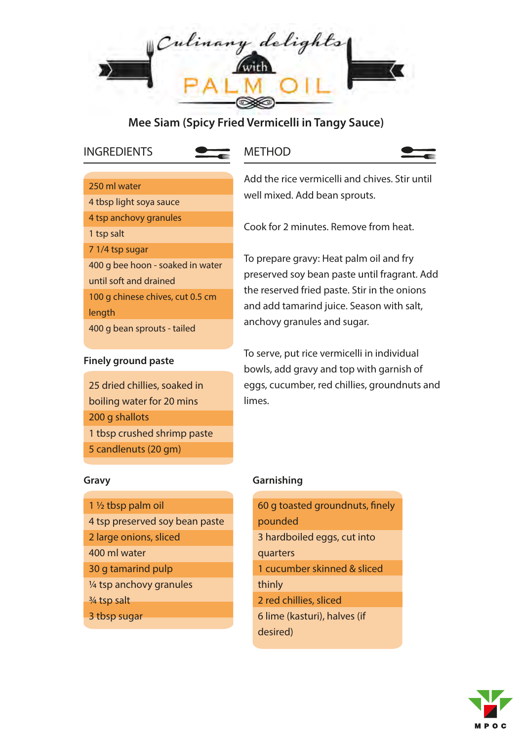# Culinary delights with PALM OIL

## Mee Siam (Spicy Fried Vermicelli in Tangy Sauce)

## INGREDIENTS

- 250 ml water
- 4 tbsp light soya sauce
- 4 tsp anchovy granules
- 1 tsp salt
- 7 1/4 tsp sugar
- 400 g bee hoon - soaked in water until soft and drained
- 100 g chinese chives, cut 0.5 cm length
- 400 g bean sprouts - tailed

### Finely ground paste

- 25 dried chillies, soaked in boiling water for 20 mins
- 200 g shallots
- 1 tbsp crushed shrimp paste
- 5 candlenuts (20 gm)

### Gravy

- 1 ½ tbsp palm oil
- 4 tsp preserved soy bean paste
- 2 large onions, sliced
- 400 ml water
- 30 g tamarind pulp
- ¼ tsp anchovy granules
- ¾ tsp salt
- 3 tbsp sugar

### Garnishing

- 60 g toasted groundnuts, finely pounded
- 3 hardboiled eggs, cut into quarters
- 1 cucumber skinned & sliced thinly
- 2 red chillies, sliced
- 6 lime (kasturi), halves (if desired)

## METHOD

Add the rice vermicelli and chives. Stir until well mixed. Add bean sprouts.

Cook for 2 minutes. Remove from heat.

To prepare gravy: Heat palm oil and fry preserved soy bean paste until fragrant. Add the reserved fried paste. Stir in the onions and add tamarind juice. Season with salt, anchovy granules and sugar.

To serve, put rice vermicelli in individual bowls, add gravy and top with garnish of eggs, cucumber, red chillies, groundnuts and limes.

MPOC